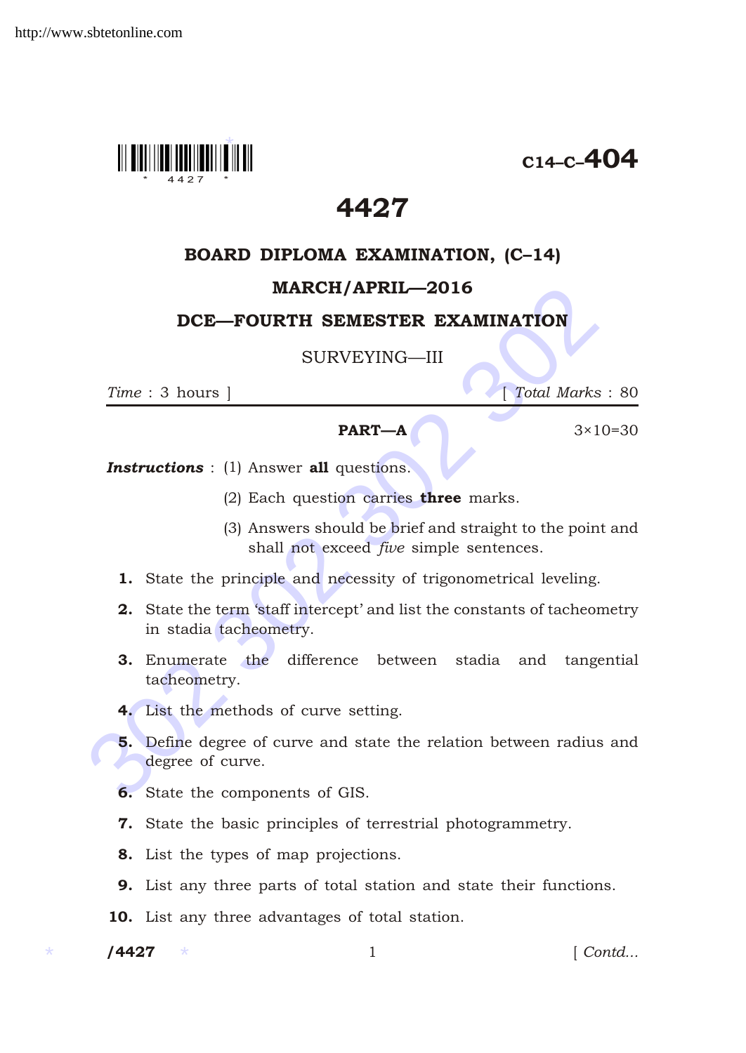C14–C–404

# 4427

## BOARD DIPLOMA EXAMINATION, (C–14)

## MARCH/APRIL—2016

## DCE—FOURTH SEMESTER EXAMINATION

### SURVEYING—III

*Time* : 3 hours ] [ *Total Marks* : 80

**PART—A** 3×10=30

***Instructions*** : (1) Answer **all** questions.

(2) Each question carries **three** marks.

(3) Answers should be brief and straight to the point and shall not exceed *five* simple sentences.

**1.** State the principle and necessity of trigonometrical leveling.

**2.** State the term 'staff intercept' and list the constants of tacheometry in stadia tacheometry.

**3.** Enumerate the difference between stadia and tangential tacheometry.

**4.** List the methods of curve setting.

**5.** Define degree of curve and state the relation between radius and degree of curve.

**6.** State the components of GIS.

**7.** State the basic principles of terrestrial photogrammetry.

**8.** List the types of map projections.

**9.** List any three parts of total station and state their functions.

**10.** List any three advantages of total station.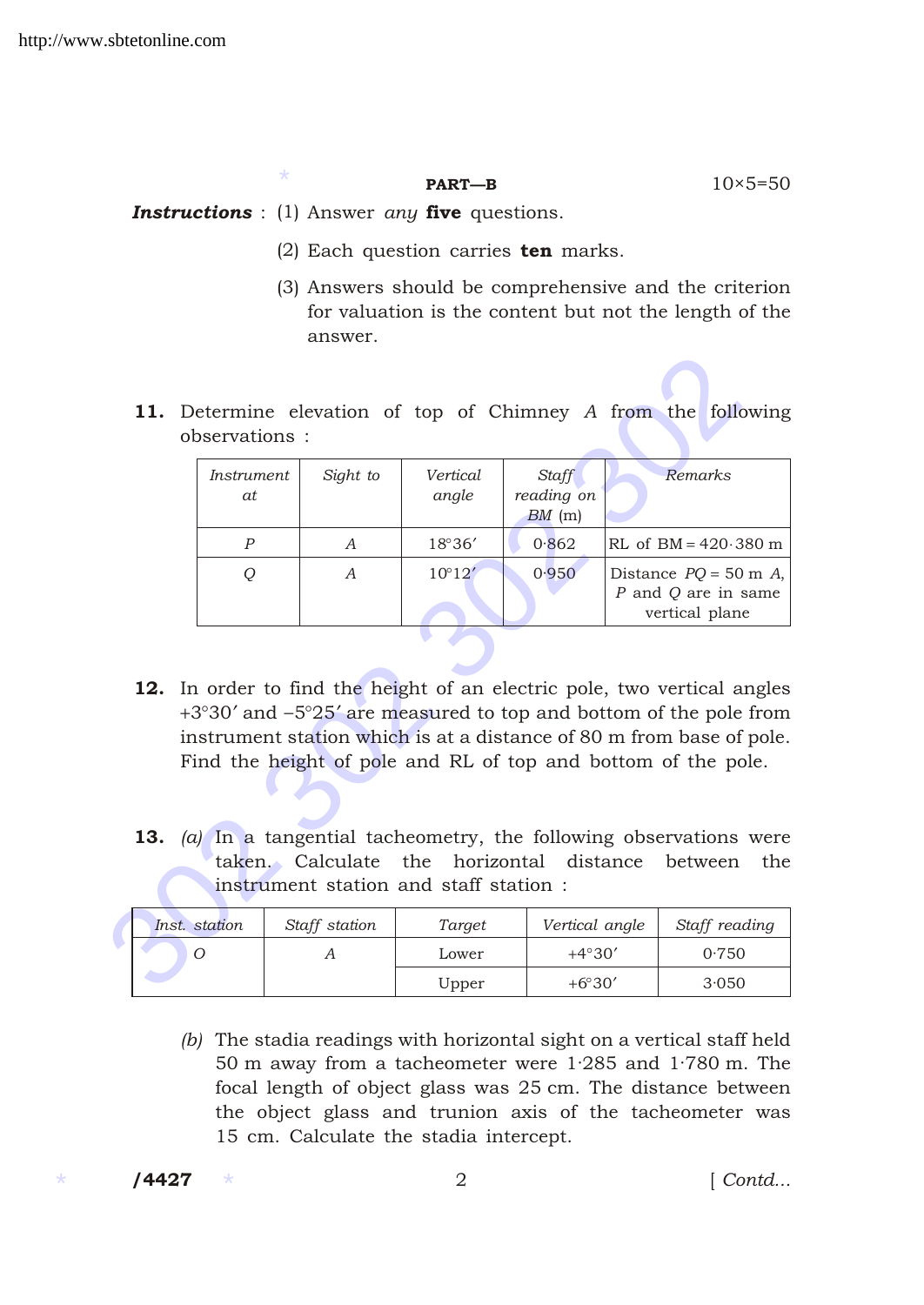**PART—B** 10×5=50

***Instructions*** : (1) Answer *any* **five** questions.

(2) Each question carries **ten** marks.

(3) Answers should be comprehensive and the criterion for valuation is the content but not the length of the answer.

**11.** Determine elevation of top of Chimney *A* from the following observations :

| *Instrument at* | *Sight to* | *Vertical angle* | *Staff reading on BM* (m) | *Remarks* |
|---|---|---|---|---|
| *P* | *A* | 18°36′ | 0·862 | RL of BM = 420·380 m |
| *Q* | *A* | 10°12′ | 0·950 | Distance *PQ* = 50 m *A*, *P* and *Q* are in same vertical plane |

**12.** In order to find the height of an electric pole, two vertical angles +3°30′ and −5°25′ are measured to top and bottom of the pole from instrument station which is at a distance of 80 m from base of pole. Find the height of pole and RL of top and bottom of the pole.

**13.** *(a)* In a tangential tacheometry, the following observations were taken. Calculate the horizontal distance between the instrument station and staff station :

| *Inst. station* | *Staff station* | *Target* | *Vertical angle* | *Staff reading* |
|---|---|---|---|---|
| *O* | *A* | Lower | +4°30′ | 0·750 |
| | | Upper | +6°30′ | 3·050 |

*(b)* The stadia readings with horizontal sight on a vertical staff held 50 m away from a tacheometer were 1·285 and 1·780 m. The focal length of object glass was 25 cm. The distance between the object glass and trunion axis of the tacheometer was 15 cm. Calculate the stadia intercept.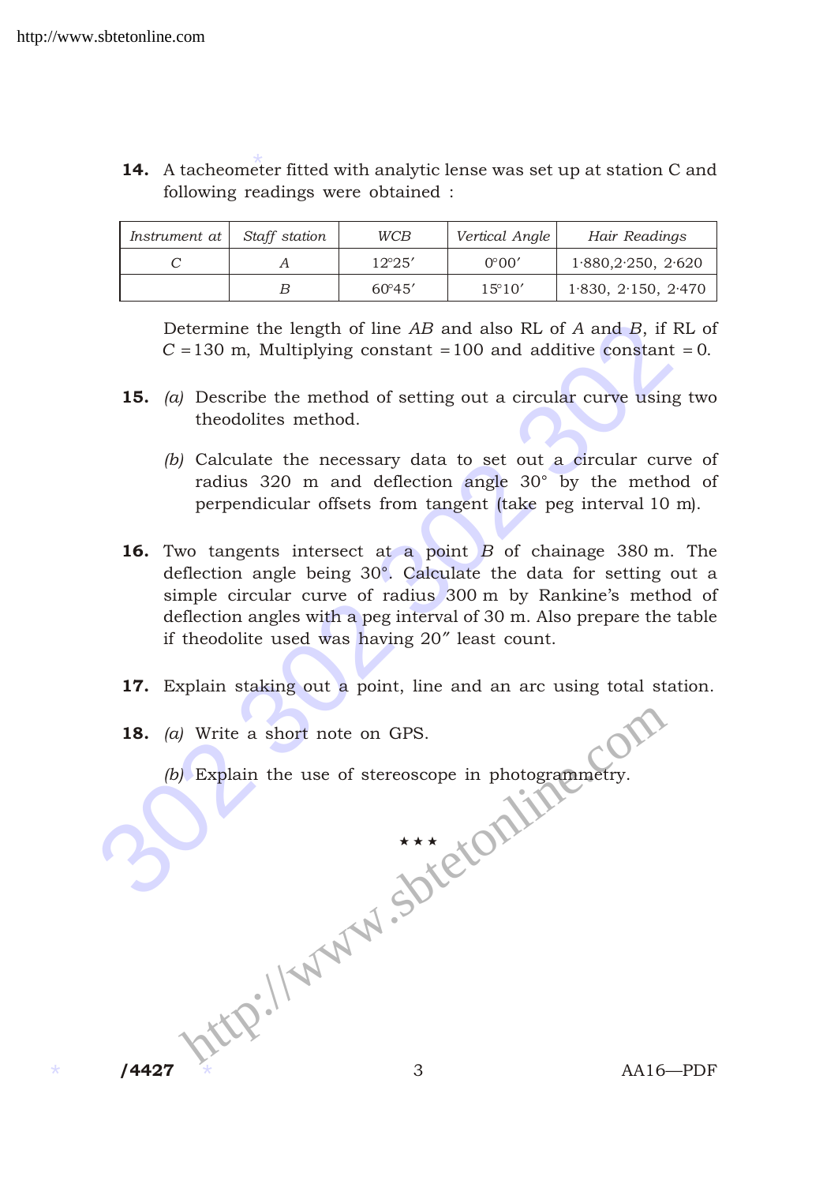**14.** A tacheometer fitted with analytic lense was set up at station C and following readings were obtained :

| *Instrument at* | *Staff station* | *WCB* | *Vertical Angle* | *Hair Readings* |
|---|---|---|---|---|
| *C* | *A* | 12°25′ | 0°00′ | 1·880,2·250, 2·620 |
| | *B* | 60°45′ | 15°10′ | 1·830, 2·150, 2·470 |

Determine the length of line *AB* and also RL of *A* and *B*, if RL of *C* = 130 m, Multiplying constant = 100 and additive constant = 0.

**15.** *(a)* Describe the method of setting out a circular curve using two theodolites method.

*(b)* Calculate the necessary data to set out a circular curve of radius 320 m and deflection angle 30° by the method of perpendicular offsets from tangent (take peg interval 10 m).

**16.** Two tangents intersect at a point *B* of chainage 380 m. The deflection angle being 30°. Calculate the data for setting out a simple circular curve of radius 300 m by Rankine's method of deflection angles with a peg interval of 30 m. Also prepare the table if theodolite used was having 20″ least count.

**17.** Explain staking out a point, line and an arc using total station.

**18.** *(a)* Write a short note on GPS.

*(b)* Explain the use of stereoscope in photogrammetry.

★ ★ ★